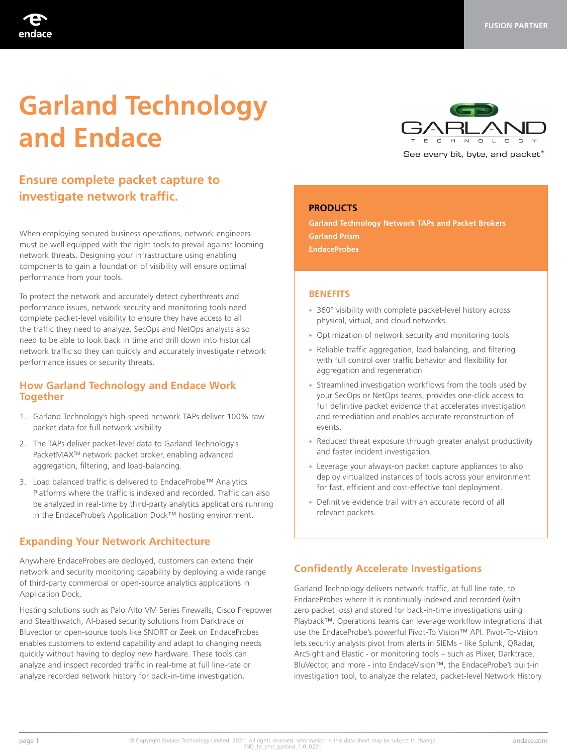FUSION PARTNER

# Garland Technology and Endace

## Ensure complete packet capture to investigate network traffic.

When employing secured business operations, network engineers must be well equipped with the right tools to prevail against looming network threats. Designing your infrastructure using enabling components to gain a foundation of visibility will ensure optimal performance from your tools.

To protect the network and accurately detect cyberthreats and performance issues, network security and monitoring tools need complete packet-level visibility to ensure they have access to all the traffic they need to analyze. SecOps and NetOps analysts also need to be able to look back in time and drill down into historical network traffic so they can quickly and accurately investigate network performance issues or security threats.

### How Garland Technology and Endace Work Together

1. Garland Technology's high-speed network TAPs deliver 100% raw packet data for full network visibility.
2. The TAPs deliver packet-level data to Garland Technology's PacketMAX™ network packet broker, enabling advanced aggregation, filtering, and load-balancing.
3. Load balanced traffic is delivered to EndaceProbe™ Analytics Platforms where the traffic is indexed and recorded. Traffic can also be analyzed in real-time by third-party analytics applications running in the EndaceProbe's Application Dock™ hosting environment.

### Expanding Your Network Architecture

Anywhere EndaceProbes are deployed, customers can extend their network and security monitoring capability by deploying a wide range of third-party commercial or open-source analytics applications in Application Dock.

Hosting solutions such as Palo Alto VM Series Firewalls, Cisco Firepower and Stealthwatch, AI-based security solutions from Darktrace or Bluvector or open-source tools like SNORT or Zeek on EndaceProbes enables customers to extend capability and adapt to changing needs quickly without having to deploy new hardware. These tools can analyze and inspect recorded traffic in real-time at full line-rate or analyze recorded network history for back-in-time investigation.

GARLAND TECHNOLOGY

See every bit, byte, and packet®

### PRODUCTS

**Garland Technology Network TAPs and Packet Brokers**
**Garland Prism**
**EndaceProbes**

### BENEFITS

- 360° visibility with complete packet-level history across physical, virtual, and cloud networks.
- Optimization of network security and monitoring tools
- Reliable traffic aggregation, load balancing, and filtering with full control over traffic behavior and flexibility for aggregation and regeneration
- Streamlined investigation workflows from the tools used by your SecOps or NetOps teams, provides one-click access to full definitive packet evidence that accelerates investigation and remediation and enables accurate reconstruction of events.
- Reduced threat exposure through greater analyst productivity and faster incident investigation.
- Leverage your always-on packet capture appliances to also deploy virtualized instances of tools across your environment for fast, efficient and cost-effective tool deployment.
- Definitive evidence trail with an accurate record of all relevant packets.

### Confidently Accelerate Investigations

Garland Technology delivers network traffic, at full line rate, to EndaceProbes where it is continually indexed and recorded (with zero packet loss) and stored for back-in-time investigations using Playback™. Operations teams can leverage workflow integrations that use the EndaceProbe's powerful Pivot-To Vision™ API. Pivot-To-Vision lets security analysts pivot from alerts in SIEMs - like Splunk, QRadar, ArcSight and Elastic - or monitoring tools – such as Plixer, Darktrace, BluVector, and more - into EndaceVision™, the EndaceProbe's built-in investigation tool, to analyze the related, packet-level Network History.

© Copyright Endace Technology Limited, 2021. All rights reserved. Information in this data sheet may be subject to change.
END_fp_end_garland_1.0_0221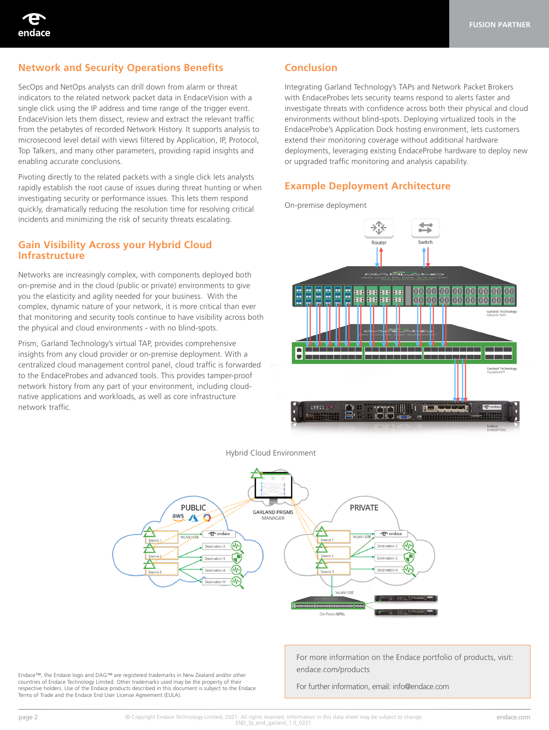## Network and Security Operations Benefits

SecOps and NetOps analysts can drill down from alarm or threat indicators to the related network packet data in EndaceVision with a single click using the IP address and time range of the trigger event. EndaceVision lets them dissect, review and extract the relevant traffic from the petabytes of recorded Network History. It supports analysis to microsecond level detail with views filtered by Application, IP, Protocol, Top Talkers, and many other parameters, providing rapid insights and enabling accurate conclusions.

Pivoting directly to the related packets with a single click lets analysts rapidly establish the root cause of issues during threat hunting or when investigating security or performance issues. This lets them respond quickly, dramatically reducing the resolution time for resolving critical incidents and minimizing the risk of security threats escalating.

## Gain Visibility Across your Hybrid Cloud Infrastructure

Networks are increasingly complex, with components deployed both on-premise and in the cloud (public or private) environments to give you the elasticity and agility needed for your business. With the complex, dynamic nature of your network, it is more critical than ever that monitoring and security tools continue to have visibility across both the physical and cloud environments - with no blind-spots.

Prism, Garland Technology's virtual TAP, provides comprehensive insights from any cloud provider or on-premise deployment. With a centralized cloud management control panel, cloud traffic is forwarded to the EndaceProbes and advanced tools. This provides tamper-proof network history from any part of your environment, including cloud-native applications and workloads, as well as core infrastructure network traffic.

## Conclusion

Integrating Garland Technology's TAPs and Network Packet Brokers with EndaceProbes lets security teams respond to alerts faster and investigate threats with confidence across both their physical and cloud environments without blind-spots. Deploying virtualized tools in the EndaceProbe's Application Dock hosting environment, lets customers extend their monitoring coverage without additional hardware deployments, leveraging existing EndaceProbe hardware to deploy new or upgraded traffic monitoring and analysis capability.

## Example Deployment Architecture

On-premise deployment

Router
Switch
Garland Technology Network TAPs
Garland Technology PacketMAX™
Endace EndaceProbe

Hybrid Cloud Environment

PUBLIC
aws
GARLAND PRISMS MANAGER
PRIVATE
Source 1
Source 2
Source 3
VxLAN / GRE
endace
Destination 2
Destination 3
Destination 4
Destination N
On-Prem NPBs

For more information on the Endace portfolio of products, visit: endace.com/products

For further information, email: info@endace.com

Endace™, the Endace logo and DAG™ are registered trademarks in New Zealand and/or other countries of Endace Technology Limited. Other trademarks used may be the property of their respective holders. Use of the Endace products described in this document is subject to the Endace Terms of Trade and the Endace End User License Agreement (EULA).

© Copyright Endace Technology Limited, 2021. All rights reserved. Information in this data sheet may be subject to change.
END_fp_end_garland_1.0_0221